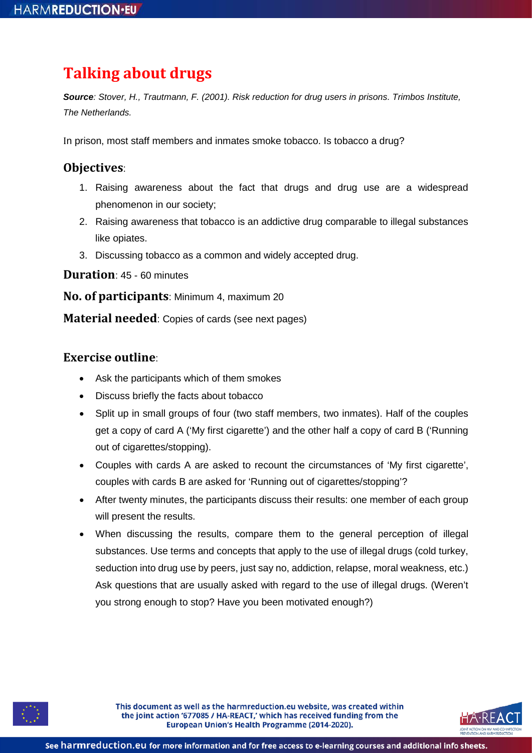# Talking about drugs

***Source**: Stover, H., Trautmann, F. (2001). Risk reduction for drug users in prisons. Trimbos Institute, The Netherlands.*

In prison, most staff members and inmates smoke tobacco. Is tobacco a drug?

## Objectives:

1. Raising awareness about the fact that drugs and drug use are a widespread phenomenon in our society;
2. Raising awareness that tobacco is an addictive drug comparable to illegal substances like opiates.
3. Discussing tobacco as a common and widely accepted drug.

**Duration**: 45 - 60 minutes

**No. of participants**: Minimum 4, maximum 20

**Material needed**: Copies of cards (see next pages)

## Exercise outline:

- Ask the participants which of them smokes
- Discuss briefly the facts about tobacco
- Split up in small groups of four (two staff members, two inmates). Half of the couples get a copy of card A ('My first cigarette') and the other half a copy of card B ('Running out of cigarettes/stopping).
- Couples with cards A are asked to recount the circumstances of 'My first cigarette', couples with cards B are asked for 'Running out of cigarettes/stopping'?
- After twenty minutes, the participants discuss their results: one member of each group will present the results.
- When discussing the results, compare them to the general perception of illegal substances. Use terms and concepts that apply to the use of illegal drugs (cold turkey, seduction into drug use by peers, just say no, addiction, relapse, moral weakness, etc.) Ask questions that are usually asked with regard to the use of illegal drugs. (Weren't you strong enough to stop? Have you been motivated enough?)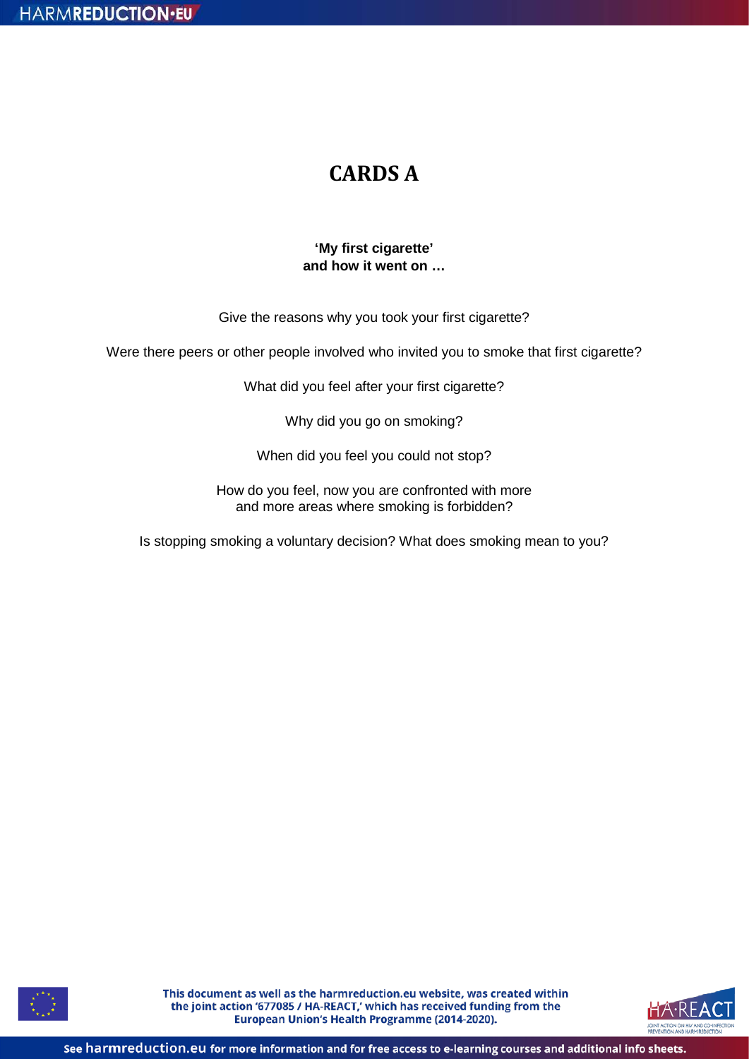# CARDS A

**'My first cigarette'**
**and how it went on …**

Give the reasons why you took your first cigarette?

Were there peers or other people involved who invited you to smoke that first cigarette?

What did you feel after your first cigarette?

Why did you go on smoking?

When did you feel you could not stop?

How do you feel, now you are confronted with more and more areas where smoking is forbidden?

Is stopping smoking a voluntary decision? What does smoking mean to you?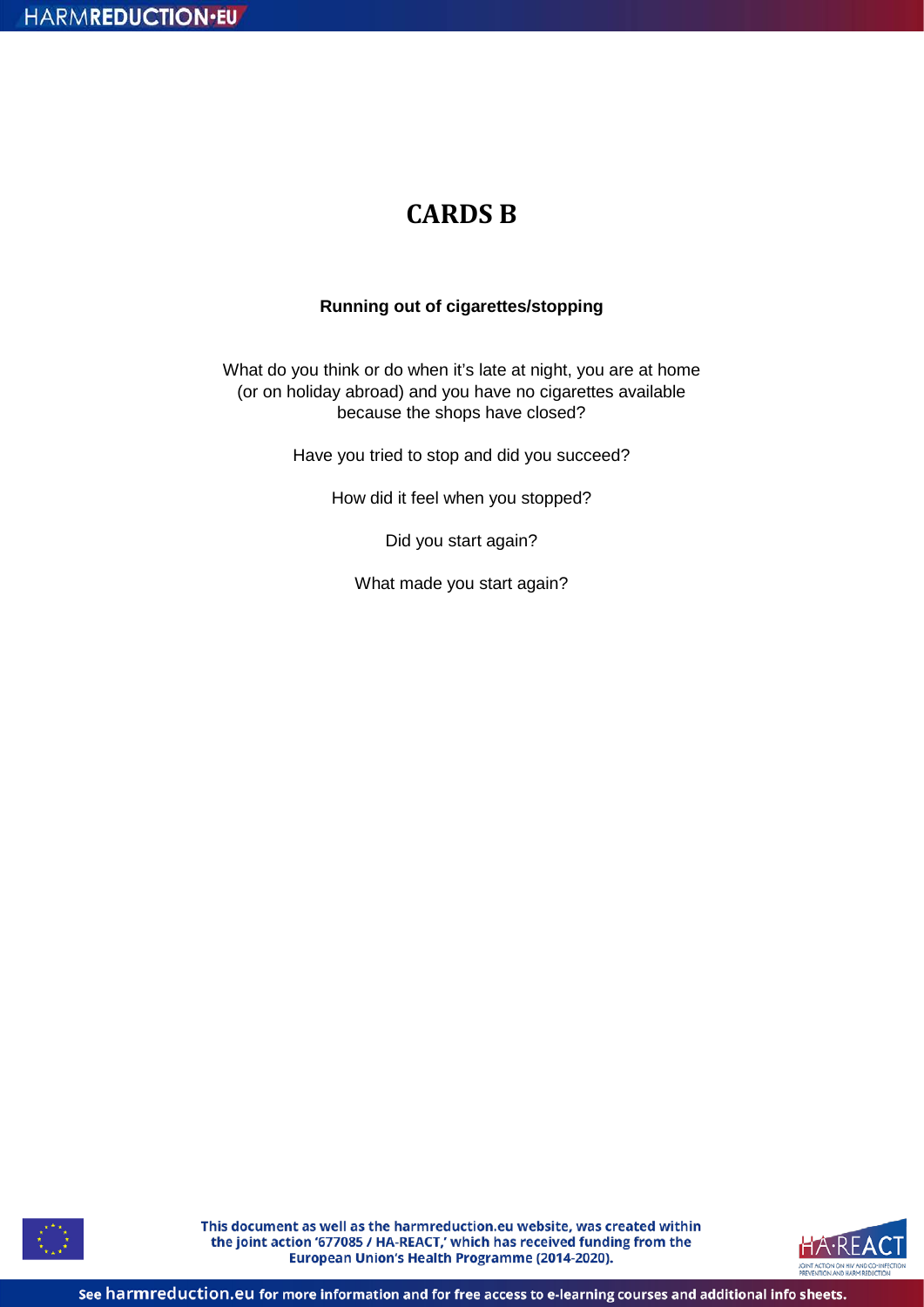# CARDS B

**Running out of cigarettes/stopping**

What do you think or do when it's late at night, you are at home (or on holiday abroad) and you have no cigarettes available because the shops have closed?

Have you tried to stop and did you succeed?

How did it feel when you stopped?

Did you start again?

What made you start again?